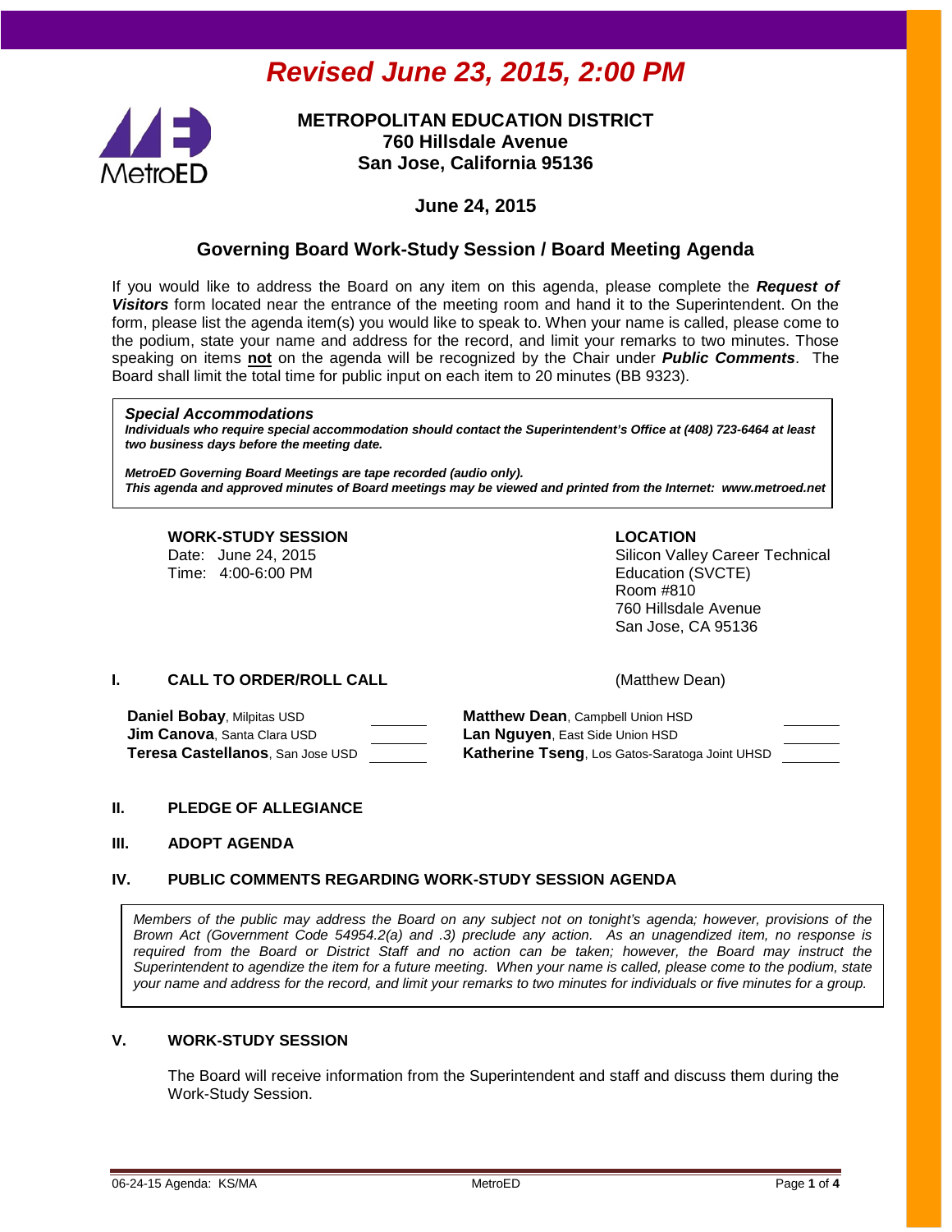***Revised June 23, 2015, 2:00 PM***

# METROPOLITAN EDUCATION DISTRICT
**760 Hillsdale Avenue**
**San Jose, California 95136**

**June 24, 2015**

## Governing Board Work-Study Session / Board Meeting Agenda

If you would like to address the Board on any item on this agenda, please complete the ***Request of Visitors*** form located near the entrance of the meeting room and hand it to the Superintendent. On the form, please list the agenda item(s) you would like to speak to. When your name is called, please come to the podium, state your name and address for the record, and limit your remarks to two minutes. Those speaking on items **not** on the agenda will be recognized by the Chair under ***Public Comments***. The Board shall limit the total time for public input on each item to 20 minutes (BB 9323).

> ***Special Accommodations***
> ***Individuals who require special accommodation should contact the Superintendent's Office at (408) 723-6464 at least two business days before the meeting date.***
>
> ***MetroED Governing Board Meetings are tape recorded (audio only).***
> ***This agenda and approved minutes of Board meetings may be viewed and printed from the Internet: www.metroed.net***

**WORK-STUDY SESSION**
Date: June 24, 2015
Time: 4:00-6:00 PM

**LOCATION**
Silicon Valley Career Technical Education (SVCTE)
Room #810
760 Hillsdale Avenue
San Jose, CA 95136

### I. CALL TO ORDER/ROLL CALL (Matthew Dean)

| | | | |
|---|---|---|---|
| **Daniel Bobay**, Milpitas USD | ______ | **Matthew Dean**, Campbell Union HSD | ______ |
| **Jim Canova**, Santa Clara USD | ______ | **Lan Nguyen**, East Side Union HSD | ______ |
| **Teresa Castellanos**, San Jose USD | ______ | **Katherine Tseng**, Los Gatos-Saratoga Joint UHSD | ______ |

### II. PLEDGE OF ALLEGIANCE

### III. ADOPT AGENDA

### IV. PUBLIC COMMENTS REGARDING WORK-STUDY SESSION AGENDA

> *Members of the public may address the Board on any subject not on tonight's agenda; however, provisions of the Brown Act (Government Code 54954.2(a) and .3) preclude any action. As an unagendized item, no response is required from the Board or District Staff and no action can be taken; however, the Board may instruct the Superintendent to agendize the item for a future meeting. When your name is called, please come to the podium, state your name and address for the record, and limit your remarks to two minutes for individuals or five minutes for a group.*

### V. WORK-STUDY SESSION

The Board will receive information from the Superintendent and staff and discuss them during the Work-Study Session.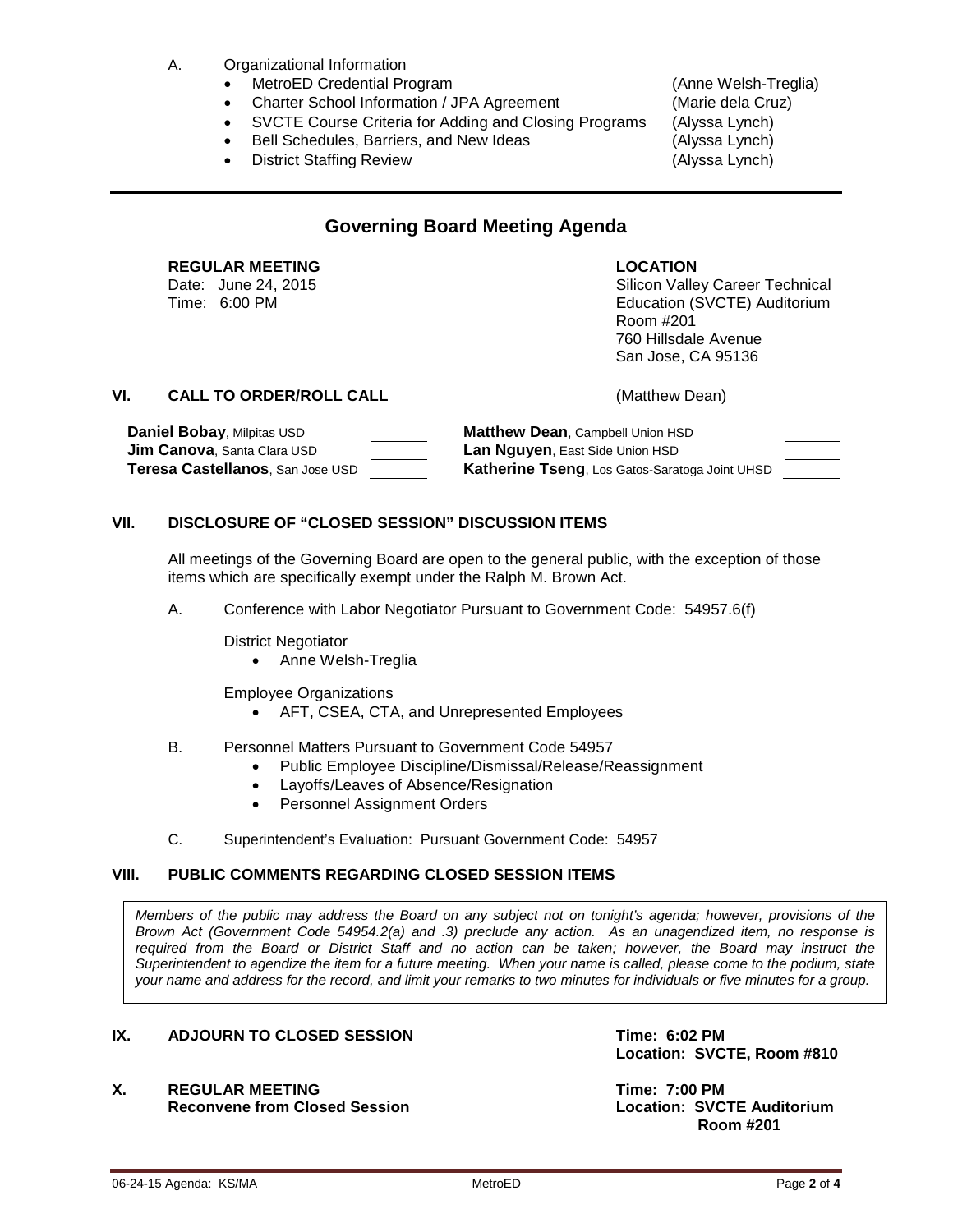A. Organizational Information

- MetroED Credential Program (Anne Welsh-Treglia)
- Charter School Information / JPA Agreement (Marie dela Cruz)
- SVCTE Course Criteria for Adding and Closing Programs (Alyssa Lynch)
- Bell Schedules, Barriers, and New Ideas (Alyssa Lynch)
- District Staffing Review (Alyssa Lynch)

---

## Governing Board Meeting Agenda

**REGULAR MEETING**
Date: June 24, 2015
Time: 6:00 PM

**LOCATION**
Silicon Valley Career Technical Education (SVCTE) Auditorium
Room #201
760 Hillsdale Avenue
San Jose, CA 95136

### VI. CALL TO ORDER/ROLL CALL (Matthew Dean)

| | | | |
|---|---|---|---|
| **Daniel Bobay**, Milpitas USD | ______ | **Matthew Dean**, Campbell Union HSD | ______ |
| **Jim Canova**, Santa Clara USD | ______ | **Lan Nguyen**, East Side Union HSD | ______ |
| **Teresa Castellanos**, San Jose USD | ______ | **Katherine Tseng**, Los Gatos-Saratoga Joint UHSD | ______ |

### VII. DISCLOSURE OF "CLOSED SESSION" DISCUSSION ITEMS

All meetings of the Governing Board are open to the general public, with the exception of those items which are specifically exempt under the Ralph M. Brown Act.

A. Conference with Labor Negotiator Pursuant to Government Code: 54957.6(f)

District Negotiator
- Anne Welsh-Treglia

Employee Organizations
- AFT, CSEA, CTA, and Unrepresented Employees

B. Personnel Matters Pursuant to Government Code 54957
- Public Employee Discipline/Dismissal/Release/Reassignment
- Layoffs/Leaves of Absence/Resignation
- Personnel Assignment Orders

C. Superintendent's Evaluation: Pursuant Government Code: 54957

### VIII. PUBLIC COMMENTS REGARDING CLOSED SESSION ITEMS

*Members of the public may address the Board on any subject not on tonight's agenda; however, provisions of the Brown Act (Government Code 54954.2(a) and .3) preclude any action. As an unagendized item, no response is required from the Board or District Staff and no action can be taken; however, the Board may instruct the Superintendent to agendize the item for a future meeting. When your name is called, please come to the podium, state your name and address for the record, and limit your remarks to two minutes for individuals or five minutes for a group.*

### IX. ADJOURN TO CLOSED SESSION

**Time: 6:02 PM**
**Location: SVCTE, Room #810**

### X. REGULAR MEETING
**Reconvene from Closed Session**

**Time: 7:00 PM**
**Location: SVCTE Auditorium Room #201**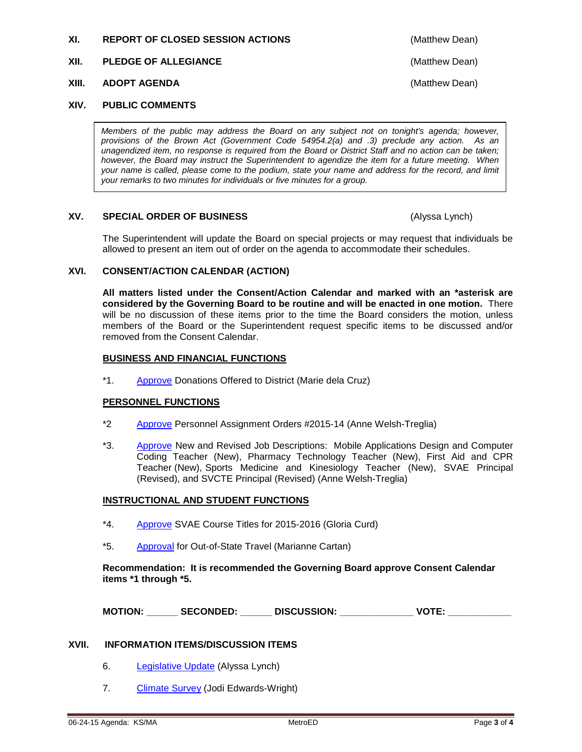**XI. REPORT OF CLOSED SESSION ACTIONS** (Matthew Dean)

**XII. PLEDGE OF ALLEGIANCE** (Matthew Dean)

**XIII. ADOPT AGENDA** (Matthew Dean)

**XIV. PUBLIC COMMENTS**

*Members of the public may address the Board on any subject not on tonight's agenda; however, provisions of the Brown Act (Government Code 54954.2(a) and .3) preclude any action. As an unagendized item, no response is required from the Board or District Staff and no action can be taken; however, the Board may instruct the Superintendent to agendize the item for a future meeting. When your name is called, please come to the podium, state your name and address for the record, and limit your remarks to two minutes for individuals or five minutes for a group.*

**XV. SPECIAL ORDER OF BUSINESS** (Alyssa Lynch)

The Superintendent will update the Board on special projects or may request that individuals be allowed to present an item out of order on the agenda to accommodate their schedules.

**XVI. CONSENT/ACTION CALENDAR (ACTION)**

**All matters listed under the Consent/Action Calendar and marked with an *asterisk are considered by the Governing Board to be routine and will be enacted in one motion.** There will be no discussion of these items prior to the time the Board considers the motion, unless members of the Board or the Superintendent request specific items to be discussed and/or removed from the Consent Calendar.

**BUSINESS AND FINANCIAL FUNCTIONS**

*1. Approve Donations Offered to District (Marie dela Cruz)

**PERSONNEL FUNCTIONS**

*2 Approve Personnel Assignment Orders #2015-14 (Anne Welsh-Treglia)

*3. Approve New and Revised Job Descriptions: Mobile Applications Design and Computer Coding Teacher (New), Pharmacy Technology Teacher (New), First Aid and CPR Teacher (New), Sports Medicine and Kinesiology Teacher (New), SVAE Principal (Revised), and SVCTE Principal (Revised) (Anne Welsh-Treglia)

**INSTRUCTIONAL AND STUDENT FUNCTIONS**

*4. Approve SVAE Course Titles for 2015-2016 (Gloria Curd)

*5. Approval for Out-of-State Travel (Marianne Cartan)

**Recommendation: It is recommended the Governing Board approve Consent Calendar items *1 through *5.**

**MOTION: ______ SECONDED: ______ DISCUSSION: ______________ VOTE: ____________**

**XVII. INFORMATION ITEMS/DISCUSSION ITEMS**

6. Legislative Update (Alyssa Lynch)

7. Climate Survey (Jodi Edwards-Wright)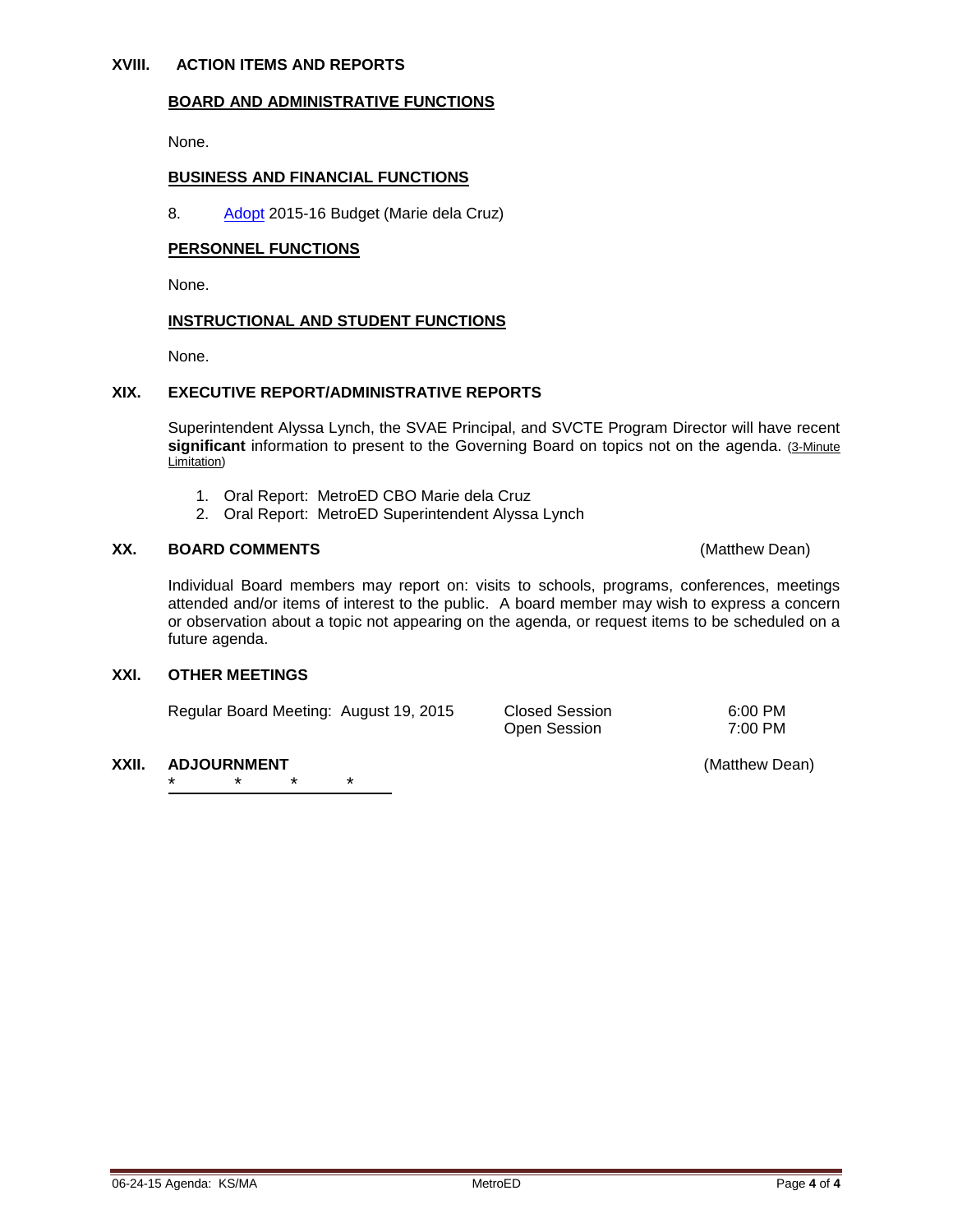## XVIII. ACTION ITEMS AND REPORTS

### BOARD AND ADMINISTRATIVE FUNCTIONS

None.

### BUSINESS AND FINANCIAL FUNCTIONS

8. Adopt 2015-16 Budget (Marie dela Cruz)

### PERSONNEL FUNCTIONS

None.

### INSTRUCTIONAL AND STUDENT FUNCTIONS

None.

## XIX. EXECUTIVE REPORT/ADMINISTRATIVE REPORTS

Superintendent Alyssa Lynch, the SVAE Principal, and SVCTE Program Director will have recent **significant** information to present to the Governing Board on topics not on the agenda. (3-Minute Limitation)

1. Oral Report: MetroED CBO Marie dela Cruz
2. Oral Report: MetroED Superintendent Alyssa Lynch

## XX. BOARD COMMENTS (Matthew Dean)

Individual Board members may report on: visits to schools, programs, conferences, meetings attended and/or items of interest to the public. A board member may wish to express a concern or observation about a topic not appearing on the agenda, or request items to be scheduled on a future agenda.

## XXI. OTHER MEETINGS

| | | |
|---|---|---|
| Regular Board Meeting: August 19, 2015 | Closed Session | 6:00 PM |
| | Open Session | 7:00 PM |

## XXII. ADJOURNMENT (Matthew Dean)

\* \* \* \*